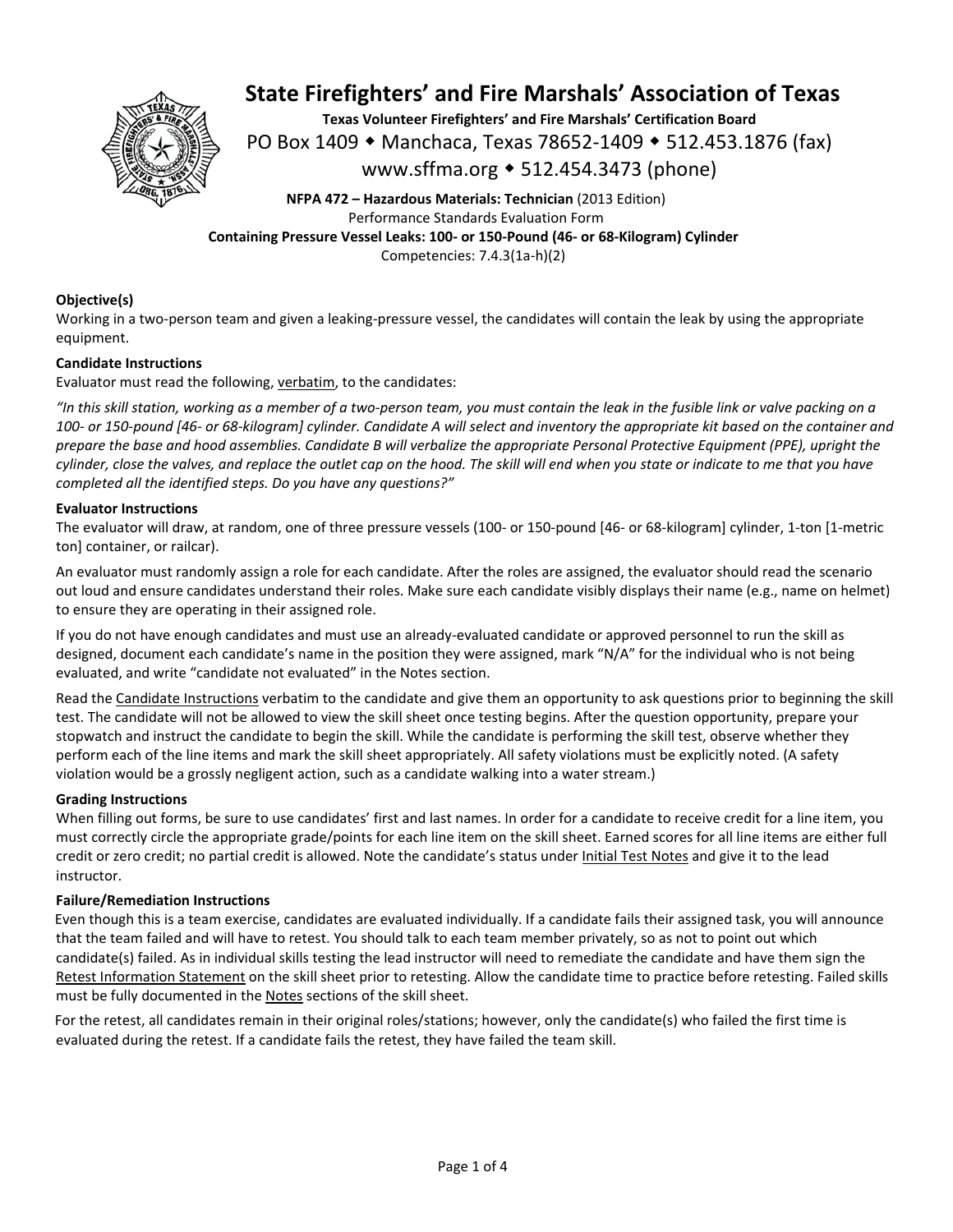# State Firefighters' and Fire Marshals' Association of Texas

**Texas Volunteer Firefighters' and Fire Marshals' Certification Board**

PO Box 1409 ◆ Manchaca, Texas 78652-1409 ◆ 512.453.1876 (fax)

www.sffma.org ◆ 512.454.3473 (phone)

**NFPA 472 – Hazardous Materials: Technician** (2013 Edition)

Performance Standards Evaluation Form

**Containing Pressure Vessel Leaks: 100- or 150-Pound (46- or 68-Kilogram) Cylinder**

Competencies: 7.4.3(1a-h)(2)

**Objective(s)**

Working in a two-person team and given a leaking-pressure vessel, the candidates will contain the leak by using the appropriate equipment.

**Candidate Instructions**

Evaluator must read the following, verbatim, to the candidates:

*"In this skill station, working as a member of a two-person team, you must contain the leak in the fusible link or valve packing on a 100- or 150-pound [46- or 68-kilogram] cylinder. Candidate A will select and inventory the appropriate kit based on the container and prepare the base and hood assemblies. Candidate B will verbalize the appropriate Personal Protective Equipment (PPE), upright the cylinder, close the valves, and replace the outlet cap on the hood. The skill will end when you state or indicate to me that you have completed all the identified steps. Do you have any questions?"*

**Evaluator Instructions**

The evaluator will draw, at random, one of three pressure vessels (100- or 150-pound [46- or 68-kilogram] cylinder, 1-ton [1-metric ton] container, or railcar).

An evaluator must randomly assign a role for each candidate. After the roles are assigned, the evaluator should read the scenario out loud and ensure candidates understand their roles. Make sure each candidate visibly displays their name (e.g., name on helmet) to ensure they are operating in their assigned role.

If you do not have enough candidates and must use an already-evaluated candidate or approved personnel to run the skill as designed, document each candidate's name in the position they were assigned, mark "N/A" for the individual who is not being evaluated, and write "candidate not evaluated" in the Notes section.

Read the Candidate Instructions verbatim to the candidate and give them an opportunity to ask questions prior to beginning the skill test. The candidate will not be allowed to view the skill sheet once testing begins. After the question opportunity, prepare your stopwatch and instruct the candidate to begin the skill. While the candidate is performing the skill test, observe whether they perform each of the line items and mark the skill sheet appropriately. All safety violations must be explicitly noted. (A safety violation would be a grossly negligent action, such as a candidate walking into a water stream.)

**Grading Instructions**

When filling out forms, be sure to use candidates' first and last names. In order for a candidate to receive credit for a line item, you must correctly circle the appropriate grade/points for each line item on the skill sheet. Earned scores for all line items are either full credit or zero credit; no partial credit is allowed. Note the candidate's status under Initial Test Notes and give it to the lead instructor.

**Failure/Remediation Instructions**

Even though this is a team exercise, candidates are evaluated individually. If a candidate fails their assigned task, you will announce that the team failed and will have to retest. You should talk to each team member privately, so as not to point out which candidate(s) failed. As in individual skills testing the lead instructor will need to remediate the candidate and have them sign the Retest Information Statement on the skill sheet prior to retesting. Allow the candidate time to practice before retesting. Failed skills must be fully documented in the Notes sections of the skill sheet.

For the retest, all candidates remain in their original roles/stations; however, only the candidate(s) who failed the first time is evaluated during the retest. If a candidate fails the retest, they have failed the team skill.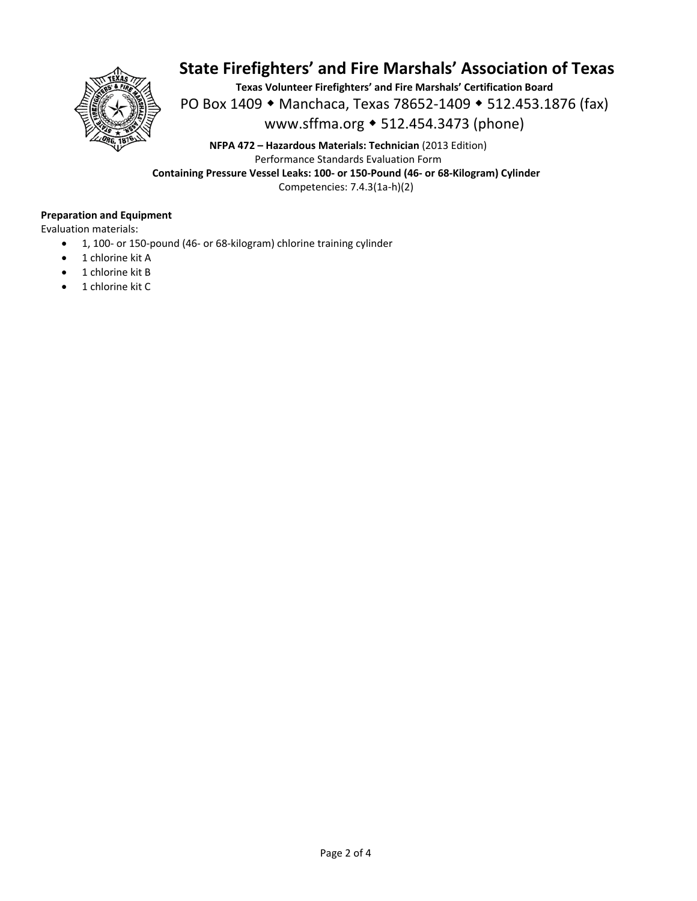# State Firefighters' and Fire Marshals' Association of Texas

**Texas Volunteer Firefighters' and Fire Marshals' Certification Board**

PO Box 1409 ◆ Manchaca, Texas 78652-1409 ◆ 512.453.1876 (fax)

www.sffma.org ◆ 512.454.3473 (phone)

**NFPA 472 – Hazardous Materials: Technician** (2013 Edition)

Performance Standards Evaluation Form

**Containing Pressure Vessel Leaks: 100- or 150-Pound (46- or 68-Kilogram) Cylinder**

Competencies: 7.4.3(1a-h)(2)

**Preparation and Equipment**

Evaluation materials:

- 1, 100- or 150-pound (46- or 68-kilogram) chlorine training cylinder
- 1 chlorine kit A
- 1 chlorine kit B
- 1 chlorine kit C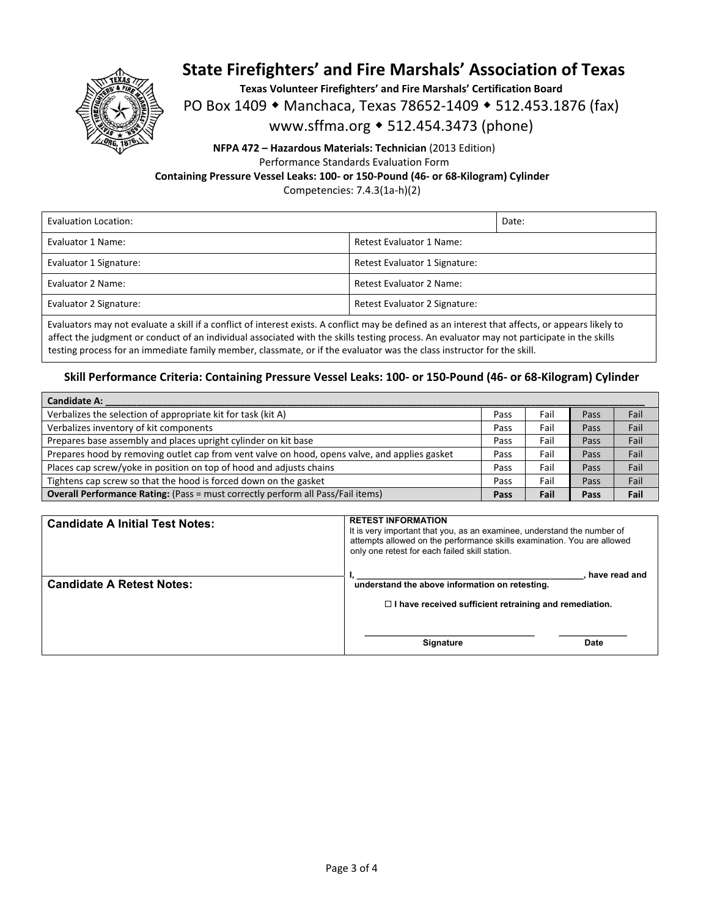# State Firefighters' and Fire Marshals' Association of Texas

**Texas Volunteer Firefighters' and Fire Marshals' Certification Board**

PO Box 1409 ◆ Manchaca, Texas 78652-1409 ◆ 512.453.1876 (fax)

www.sffma.org ◆ 512.454.3473 (phone)

**NFPA 472 – Hazardous Materials: Technician** (2013 Edition)

Performance Standards Evaluation Form

**Containing Pressure Vessel Leaks: 100- or 150-Pound (46- or 68-Kilogram) Cylinder**

Competencies: 7.4.3(1a-h)(2)

| Evaluation Location: | | Date: |
|---|---|---|
| Evaluator 1 Name: | Retest Evaluator 1 Name: | |
| Evaluator 1 Signature: | Retest Evaluator 1 Signature: | |
| Evaluator 2 Name: | Retest Evaluator 2 Name: | |
| Evaluator 2 Signature: | Retest Evaluator 2 Signature: | |

Evaluators may not evaluate a skill if a conflict of interest exists. A conflict may be defined as an interest that affects, or appears likely to affect the judgment or conduct of an individual associated with the skills testing process. An evaluator may not participate in the skills testing process for an immediate family member, classmate, or if the evaluator was the class instructor for the skill.

## Skill Performance Criteria: Containing Pressure Vessel Leaks: 100- or 150-Pound (46- or 68-Kilogram) Cylinder

| Candidate A: ______________________ | | | | |
|---|---|---|---|---|
| Verbalizes the selection of appropriate kit for task (kit A) | Pass | Fail | Pass | Fail |
| Verbalizes inventory of kit components | Pass | Fail | Pass | Fail |
| Prepares base assembly and places upright cylinder on kit base | Pass | Fail | Pass | Fail |
| Prepares hood by removing outlet cap from vent valve on hood, opens valve, and applies gasket | Pass | Fail | Pass | Fail |
| Places cap screw/yoke in position on top of hood and adjusts chains | Pass | Fail | Pass | Fail |
| Tightens cap screw so that the hood is forced down on the gasket | Pass | Fail | Pass | Fail |
| **Overall Performance Rating:** (Pass = must correctly perform all Pass/Fail items) | **Pass** | **Fail** | **Pass** | **Fail** |

| **Candidate A Initial Test Notes:** | **RETEST INFORMATION**<br>It is very important that you, as an examinee, understand the number of attempts allowed on the performance skills examination. You are allowed only one retest for each failed skill station. |
|---|---|
| **Candidate A Retest Notes:** | **I, ______________________, have read and understand the above information on retesting.**<br><br>☐ **I have received sufficient retraining and remediation.**<br><br>______________________ ______________<br>**Signature** **Date** |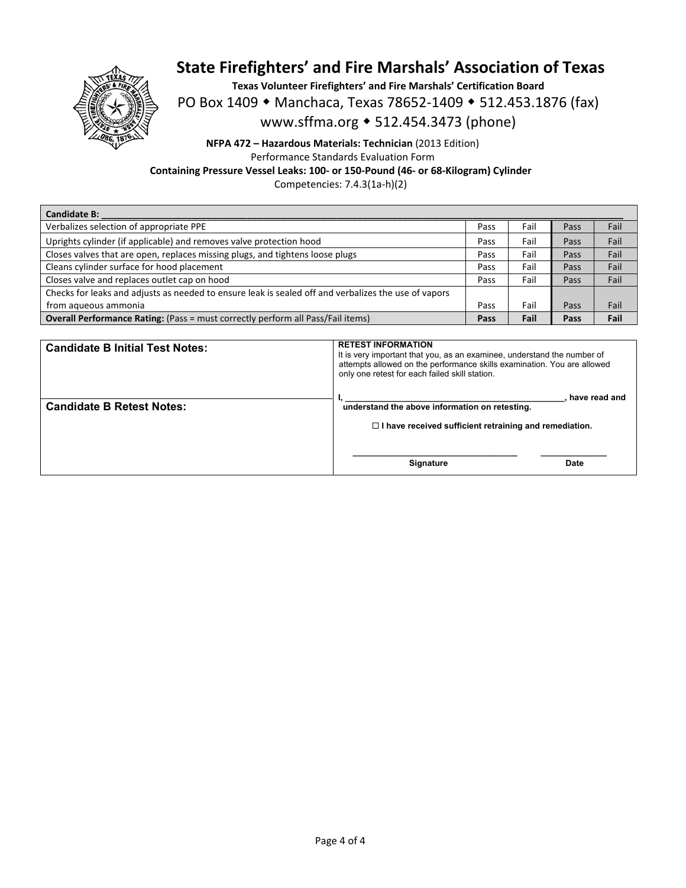# State Firefighters' and Fire Marshals' Association of Texas

**Texas Volunteer Firefighters' and Fire Marshals' Certification Board**

PO Box 1409 ◆ Manchaca, Texas 78652-1409 ◆ 512.453.1876 (fax)

www.sffma.org ◆ 512.454.3473 (phone)

**NFPA 472 – Hazardous Materials: Technician** (2013 Edition)

Performance Standards Evaluation Form

**Containing Pressure Vessel Leaks: 100- or 150-Pound (46- or 68-Kilogram) Cylinder**

Competencies: 7.4.3(1a-h)(2)

| **Candidate B:** ______________________ | | | | |
|---|---|---|---|---|
| Verbalizes selection of appropriate PPE | Pass | Fail | Pass | Fail |
| Uprights cylinder (if applicable) and removes valve protection hood | Pass | Fail | Pass | Fail |
| Closes valves that are open, replaces missing plugs, and tightens loose plugs | Pass | Fail | Pass | Fail |
| Cleans cylinder surface for hood placement | Pass | Fail | Pass | Fail |
| Closes valve and replaces outlet cap on hood | Pass | Fail | Pass | Fail |
| Checks for leaks and adjusts as needed to ensure leak is sealed off and verbalizes the use of vapors from aqueous ammonia | Pass | Fail | Pass | Fail |
| **Overall Performance Rating:** (Pass = must correctly perform all Pass/Fail items) | **Pass** | **Fail** | **Pass** | **Fail** |

**Candidate B Initial Test Notes:**

**Candidate B Retest Notes:**

**RETEST INFORMATION**

It is very important that you, as an examinee, understand the number of attempts allowed on the performance skills examination. You are allowed only one retest for each failed skill station.

**I, ______________________, have read and understand the above information on retesting.**

☐ **I have received sufficient retraining and remediation.**

______________________ **Signature**

______________ **Date**